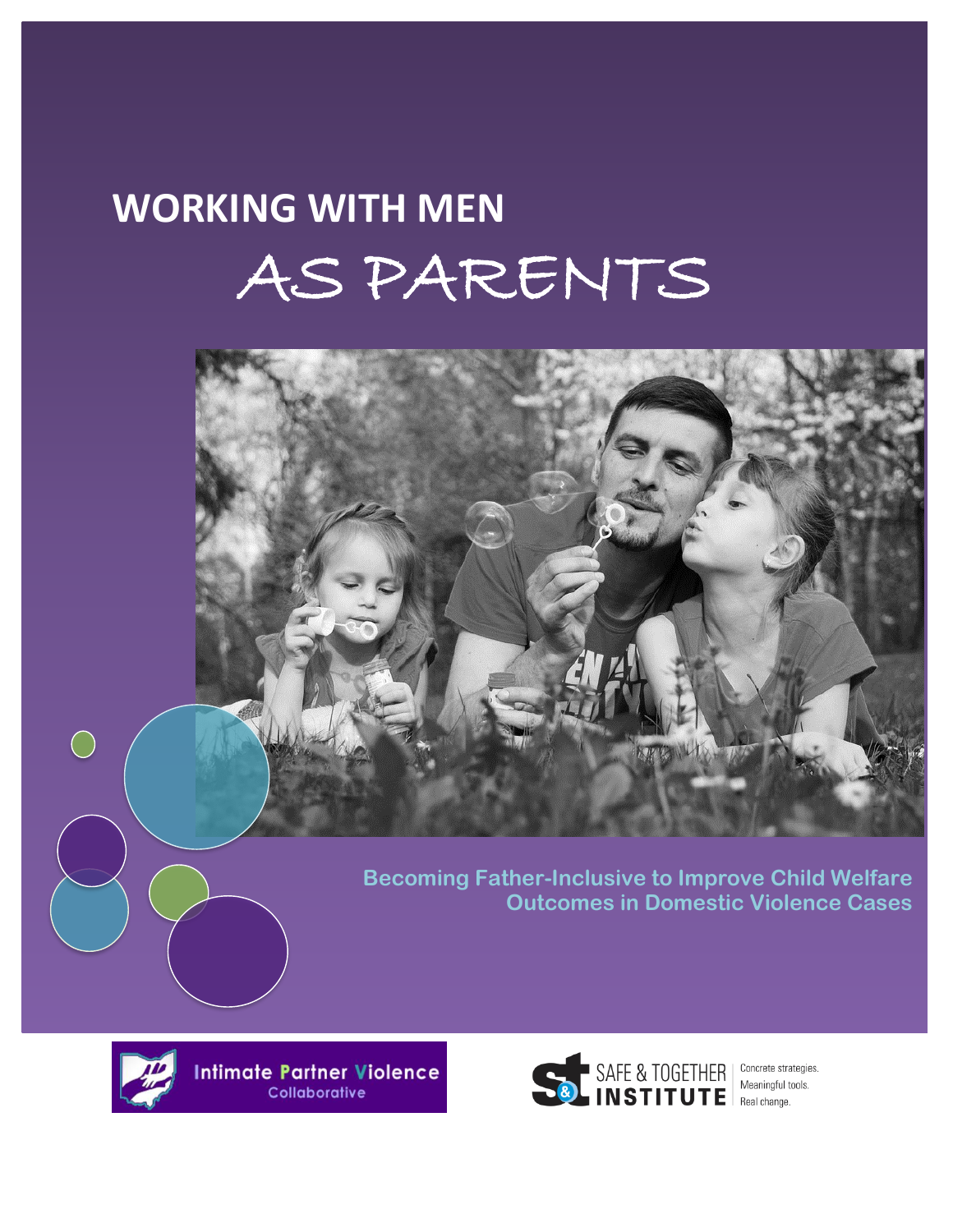# WORKING WITH MEN AS PARENTS

**Becoming Father-Inclusive to Improve Child Welfare Outcomes in Domestic Violence Cases**

Intimate Partner Violence Collaborative

SAFE & TOGETHER INSTITUTE

Concrete strategies. Meaningful tools. Real change.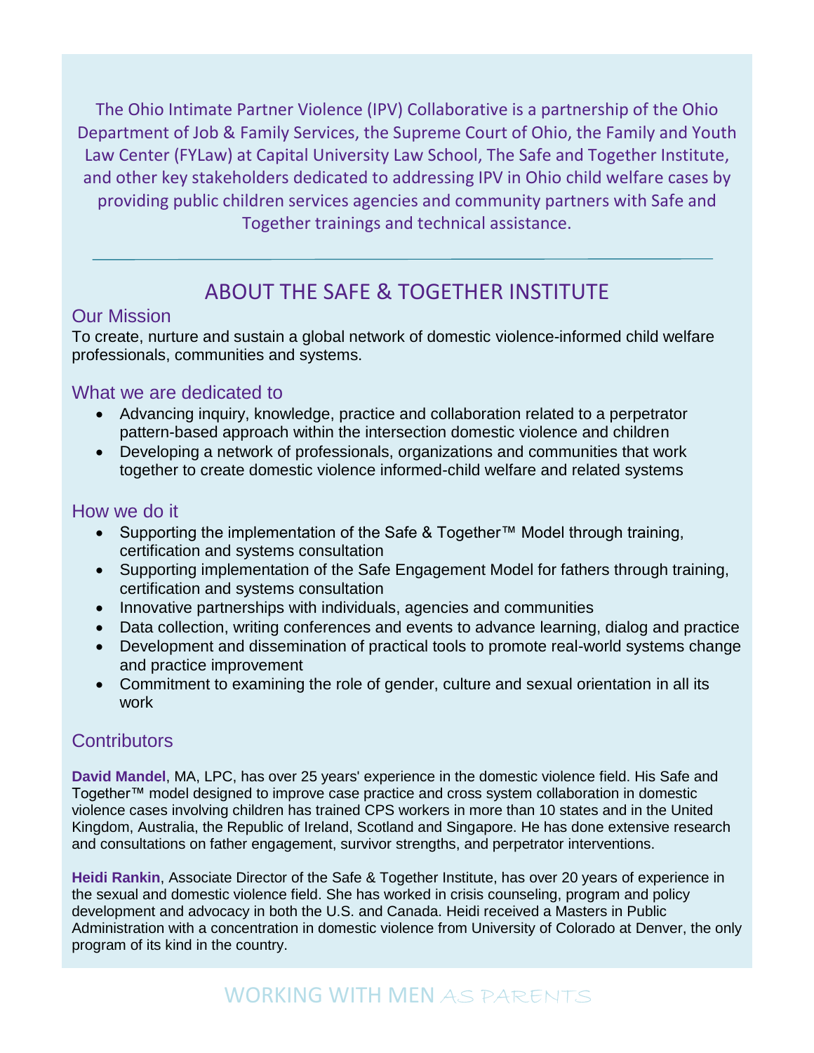The Ohio Intimate Partner Violence (IPV) Collaborative is a partnership of the Ohio Department of Job & Family Services, the Supreme Court of Ohio, the Family and Youth Law Center (FYLaw) at Capital University Law School, The Safe and Together Institute, and other key stakeholders dedicated to addressing IPV in Ohio child welfare cases by providing public children services agencies and community partners with Safe and Together trainings and technical assistance.

---

# ABOUT THE SAFE & TOGETHER INSTITUTE

## Our Mission

To create, nurture and sustain a global network of domestic violence-informed child welfare professionals, communities and systems.

## What we are dedicated to

- Advancing inquiry, knowledge, practice and collaboration related to a perpetrator pattern-based approach within the intersection domestic violence and children
- Developing a network of professionals, organizations and communities that work together to create domestic violence informed-child welfare and related systems

## How we do it

- Supporting the implementation of the Safe & Together™ Model through training, certification and systems consultation
- Supporting implementation of the Safe Engagement Model for fathers through training, certification and systems consultation
- Innovative partnerships with individuals, agencies and communities
- Data collection, writing conferences and events to advance learning, dialog and practice
- Development and dissemination of practical tools to promote real-world systems change and practice improvement
- Commitment to examining the role of gender, culture and sexual orientation in all its work

## Contributors

**David Mandel**, MA, LPC, has over 25 years' experience in the domestic violence field. His Safe and Together™ model designed to improve case practice and cross system collaboration in domestic violence cases involving children has trained CPS workers in more than 10 states and in the United Kingdom, Australia, the Republic of Ireland, Scotland and Singapore. He has done extensive research and consultations on father engagement, survivor strengths, and perpetrator interventions.

**Heidi Rankin**, Associate Director of the Safe & Together Institute, has over 20 years of experience in the sexual and domestic violence field. She has worked in crisis counseling, program and policy development and advocacy in both the U.S. and Canada. Heidi received a Masters in Public Administration with a concentration in domestic violence from University of Colorado at Denver, the only program of its kind in the country.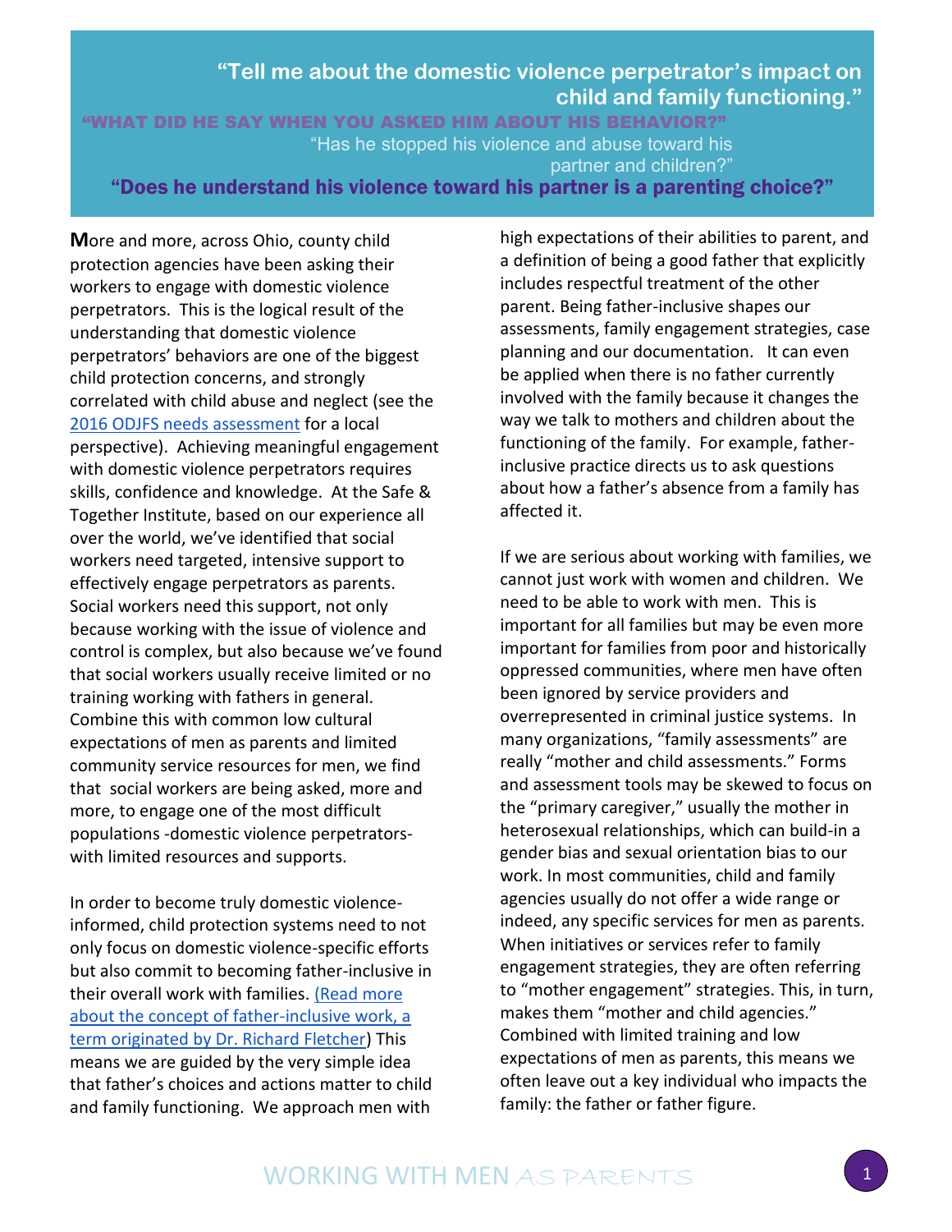**"Tell me about the domestic violence perpetrator's impact on child and family functioning."**

**"WHAT DID HE SAY WHEN YOU ASKED HIM ABOUT HIS BEHAVIOR?"**

"Has he stopped his violence and abuse toward his partner and children?"

**"Does he understand his violence toward his partner is a parenting choice?"**

**M**ore and more, across Ohio, county child protection agencies have been asking their workers to engage with domestic violence perpetrators. This is the logical result of the understanding that domestic violence perpetrators' behaviors are one of the biggest child protection concerns, and strongly correlated with child abuse and neglect (see the 2016 ODJFS needs assessment for a local perspective). Achieving meaningful engagement with domestic violence perpetrators requires skills, confidence and knowledge. At the Safe & Together Institute, based on our experience all over the world, we've identified that social workers need targeted, intensive support to effectively engage perpetrators as parents. Social workers need this support, not only because working with the issue of violence and control is complex, but also because we've found that social workers usually receive limited or no training working with fathers in general. Combine this with common low cultural expectations of men as parents and limited community service resources for men, we find that social workers are being asked, more and more, to engage one of the most difficult populations -domestic violence perpetrators- with limited resources and supports.

In order to become truly domestic violence-informed, child protection systems need to not only focus on domestic violence-specific efforts but also commit to becoming father-inclusive in their overall work with families. (Read more about the concept of father-inclusive work, a term originated by Dr. Richard Fletcher) This means we are guided by the very simple idea that father's choices and actions matter to child and family functioning. We approach men with high expectations of their abilities to parent, and a definition of being a good father that explicitly includes respectful treatment of the other parent. Being father-inclusive shapes our assessments, family engagement strategies, case planning and our documentation. It can even be applied when there is no father currently involved with the family because it changes the way we talk to mothers and children about the functioning of the family. For example, father-inclusive practice directs us to ask questions about how a father's absence from a family has affected it.

If we are serious about working with families, we cannot just work with women and children. We need to be able to work with men. This is important for all families but may be even more important for families from poor and historically oppressed communities, where men have often been ignored by service providers and overrepresented in criminal justice systems. In many organizations, "family assessments" are really "mother and child assessments." Forms and assessment tools may be skewed to focus on the "primary caregiver," usually the mother in heterosexual relationships, which can build-in a gender bias and sexual orientation bias to our work. In most communities, child and family agencies usually do not offer a wide range or indeed, any specific services for men as parents. When initiatives or services refer to family engagement strategies, they are often referring to "mother engagement" strategies. This, in turn, makes them "mother and child agencies." Combined with limited training and low expectations of men as parents, this means we often leave out a key individual who impacts the family: the father or father figure.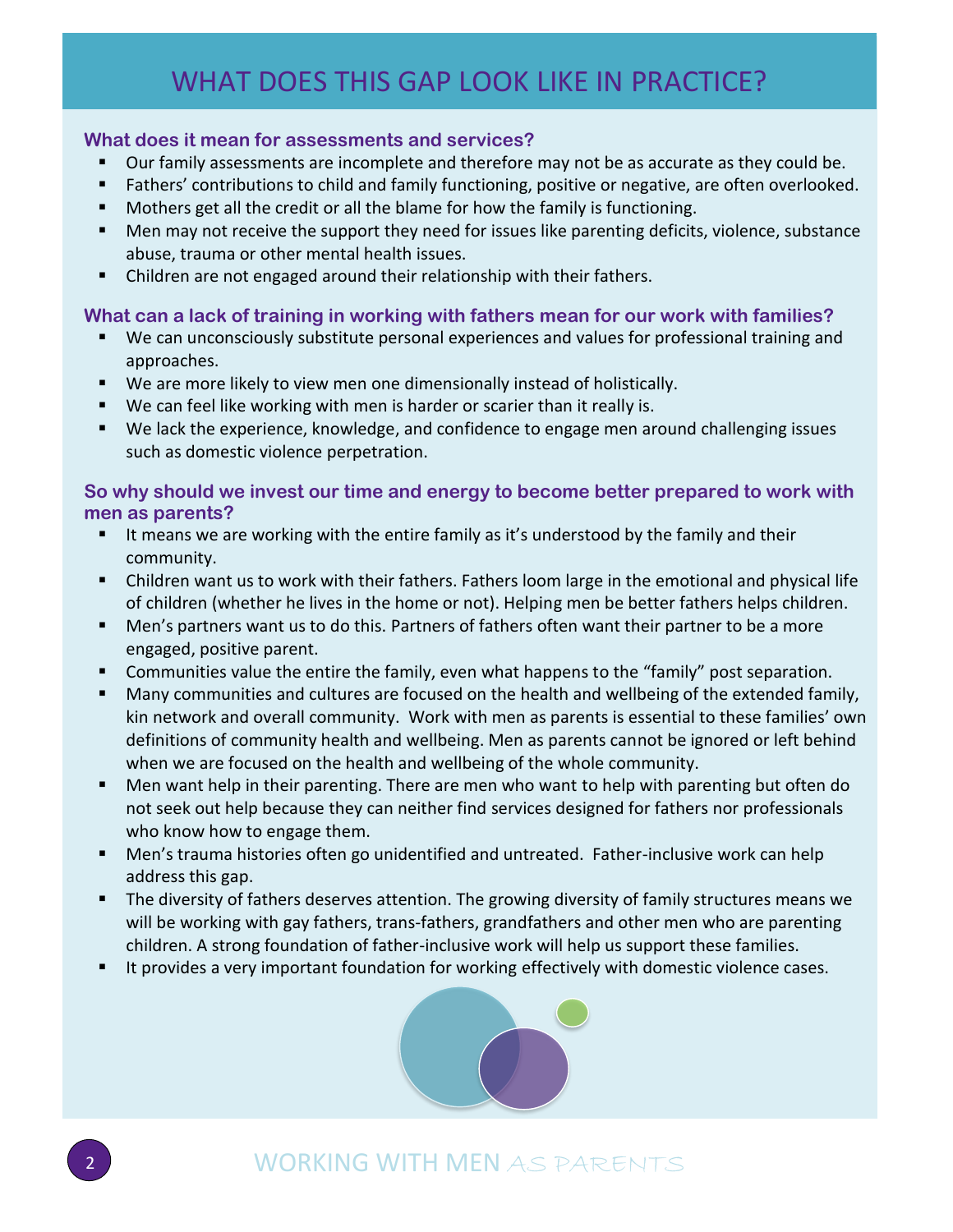# WHAT DOES THIS GAP LOOK LIKE IN PRACTICE?

### What does it mean for assessments and services?

- Our family assessments are incomplete and therefore may not be as accurate as they could be.
- Fathers' contributions to child and family functioning, positive or negative, are often overlooked.
- Mothers get all the credit or all the blame for how the family is functioning.
- Men may not receive the support they need for issues like parenting deficits, violence, substance abuse, trauma or other mental health issues.
- Children are not engaged around their relationship with their fathers.

### What can a lack of training in working with fathers mean for our work with families?

- We can unconsciously substitute personal experiences and values for professional training and approaches.
- We are more likely to view men one dimensionally instead of holistically.
- We can feel like working with men is harder or scarier than it really is.
- We lack the experience, knowledge, and confidence to engage men around challenging issues such as domestic violence perpetration.

### So why should we invest our time and energy to become better prepared to work with men as parents?

- It means we are working with the entire family as it's understood by the family and their community.
- Children want us to work with their fathers. Fathers loom large in the emotional and physical life of children (whether he lives in the home or not). Helping men be better fathers helps children.
- Men's partners want us to do this. Partners of fathers often want their partner to be a more engaged, positive parent.
- Communities value the entire the family, even what happens to the "family" post separation.
- Many communities and cultures are focused on the health and wellbeing of the extended family, kin network and overall community. Work with men as parents is essential to these families' own definitions of community health and wellbeing. Men as parents cannot be ignored or left behind when we are focused on the health and wellbeing of the whole community.
- Men want help in their parenting. There are men who want to help with parenting but often do not seek out help because they can neither find services designed for fathers nor professionals who know how to engage them.
- Men's trauma histories often go unidentified and untreated. Father-inclusive work can help address this gap.
- The diversity of fathers deserves attention. The growing diversity of family structures means we will be working with gay fathers, trans-fathers, grandfathers and other men who are parenting children. A strong foundation of father-inclusive work will help us support these families.
- It provides a very important foundation for working effectively with domestic violence cases.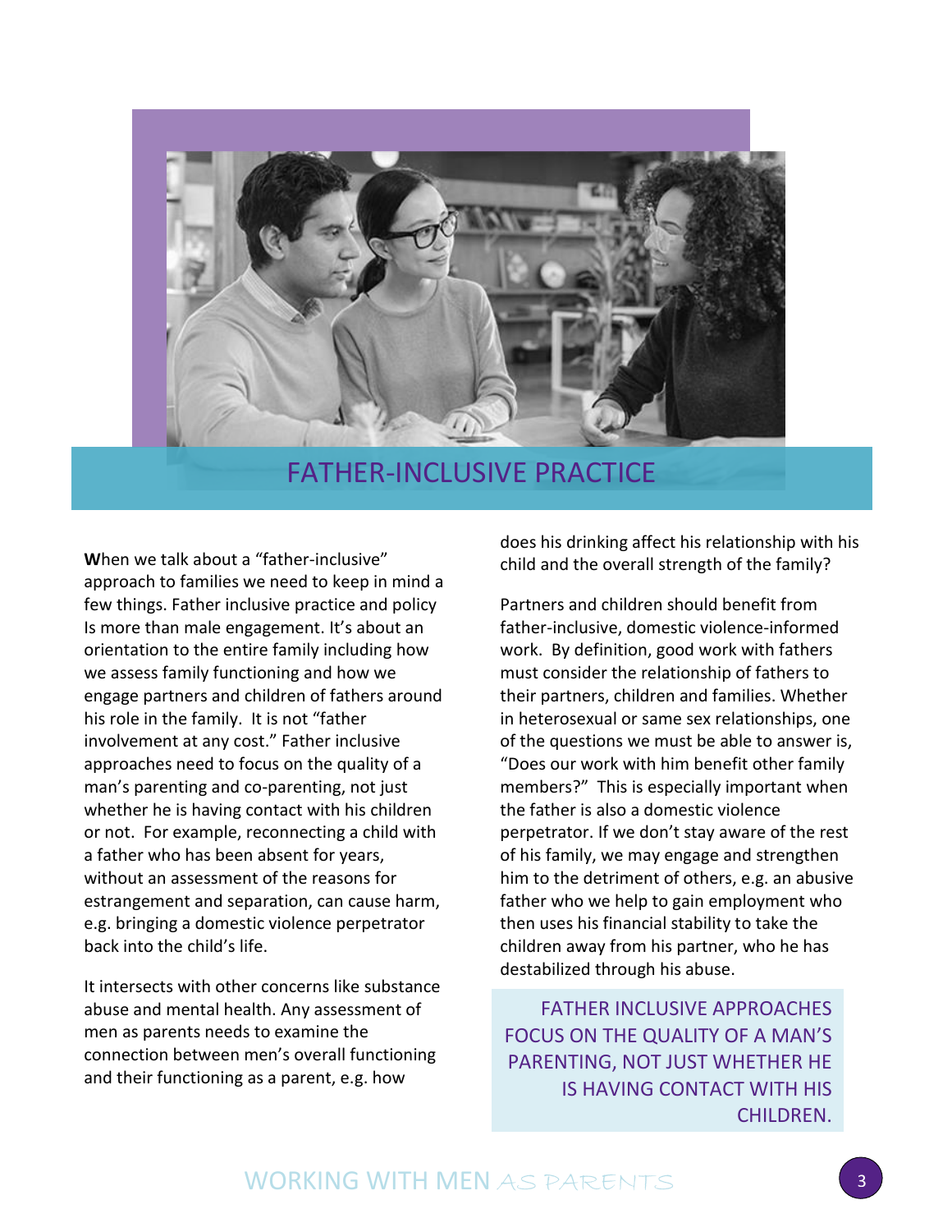# FATHER-INCLUSIVE PRACTICE

**W**hen we talk about a "father-inclusive" approach to families we need to keep in mind a few things. Father inclusive practice and policy Is more than male engagement. It's about an orientation to the entire family including how we assess family functioning and how we engage partners and children of fathers around his role in the family. It is not "father involvement at any cost." Father inclusive approaches need to focus on the quality of a man's parenting and co-parenting, not just whether he is having contact with his children or not. For example, reconnecting a child with a father who has been absent for years, without an assessment of the reasons for estrangement and separation, can cause harm, e.g. bringing a domestic violence perpetrator back into the child's life.

It intersects with other concerns like substance abuse and mental health. Any assessment of men as parents needs to examine the connection between men's overall functioning and their functioning as a parent, e.g. how does his drinking affect his relationship with his child and the overall strength of the family?

Partners and children should benefit from father-inclusive, domestic violence-informed work. By definition, good work with fathers must consider the relationship of fathers to their partners, children and families. Whether in heterosexual or same sex relationships, one of the questions we must be able to answer is, "Does our work with him benefit other family members?" This is especially important when the father is also a domestic violence perpetrator. If we don't stay aware of the rest of his family, we may engage and strengthen him to the detriment of others, e.g. an abusive father who we help to gain employment who then uses his financial stability to take the children away from his partner, who he has destabilized through his abuse.

> FATHER INCLUSIVE APPROACHES FOCUS ON THE QUALITY OF A MAN'S PARENTING, NOT JUST WHETHER HE IS HAVING CONTACT WITH HIS CHILDREN.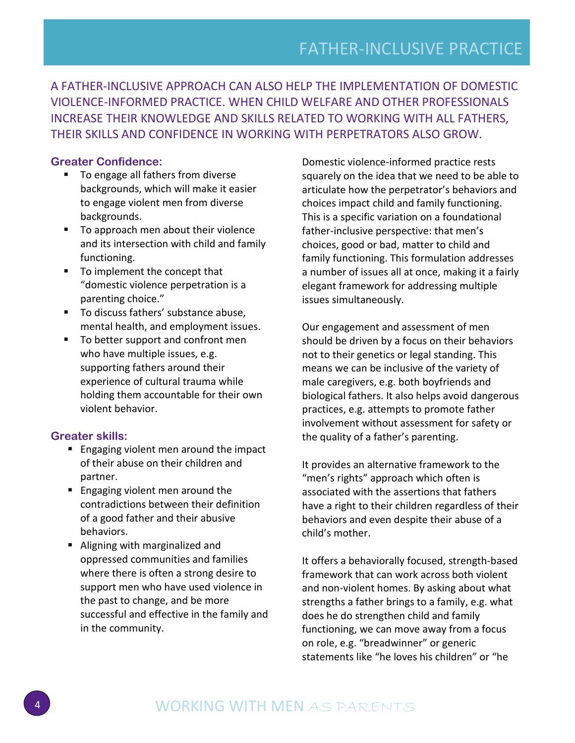# FATHER-INCLUSIVE PRACTICE

A FATHER-INCLUSIVE APPROACH CAN ALSO HELP THE IMPLEMENTATION OF DOMESTIC VIOLENCE-INFORMED PRACTICE. WHEN CHILD WELFARE AND OTHER PROFESSIONALS INCREASE THEIR KNOWLEDGE AND SKILLS RELATED TO WORKING WITH ALL FATHERS, THEIR SKILLS AND CONFIDENCE IN WORKING WITH PERPETRATORS ALSO GROW.

### Greater Confidence:

- To engage all fathers from diverse backgrounds, which will make it easier to engage violent men from diverse backgrounds.
- To approach men about their violence and its intersection with child and family functioning.
- To implement the concept that "domestic violence perpetration is a parenting choice."
- To discuss fathers' substance abuse, mental health, and employment issues.
- To better support and confront men who have multiple issues, e.g. supporting fathers around their experience of cultural trauma while holding them accountable for their own violent behavior.

### Greater skills:

- Engaging violent men around the impact of their abuse on their children and partner.
- Engaging violent men around the contradictions between their definition of a good father and their abusive behaviors.
- Aligning with marginalized and oppressed communities and families where there is often a strong desire to support men who have used violence in the past to change, and be more successful and effective in the family and in the community.

Domestic violence-informed practice rests squarely on the idea that we need to be able to articulate how the perpetrator's behaviors and choices impact child and family functioning. This is a specific variation on a foundational father-inclusive perspective: that men's choices, good or bad, matter to child and family functioning. This formulation addresses a number of issues all at once, making it a fairly elegant framework for addressing multiple issues simultaneously.

Our engagement and assessment of men should be driven by a focus on their behaviors not to their genetics or legal standing. This means we can be inclusive of the variety of male caregivers, e.g. both boyfriends and biological fathers. It also helps avoid dangerous practices, e.g. attempts to promote father involvement without assessment for safety or the quality of a father's parenting.

It provides an alternative framework to the "men's rights" approach which often is associated with the assertions that fathers have a right to their children regardless of their behaviors and even despite their abuse of a child's mother.

It offers a behaviorally focused, strength-based framework that can work across both violent and non-violent homes. By asking about what strengths a father brings to a family, e.g. what does he do strengthen child and family functioning, we can move away from a focus on role, e.g. "breadwinner" or generic statements like "he loves his children" or "he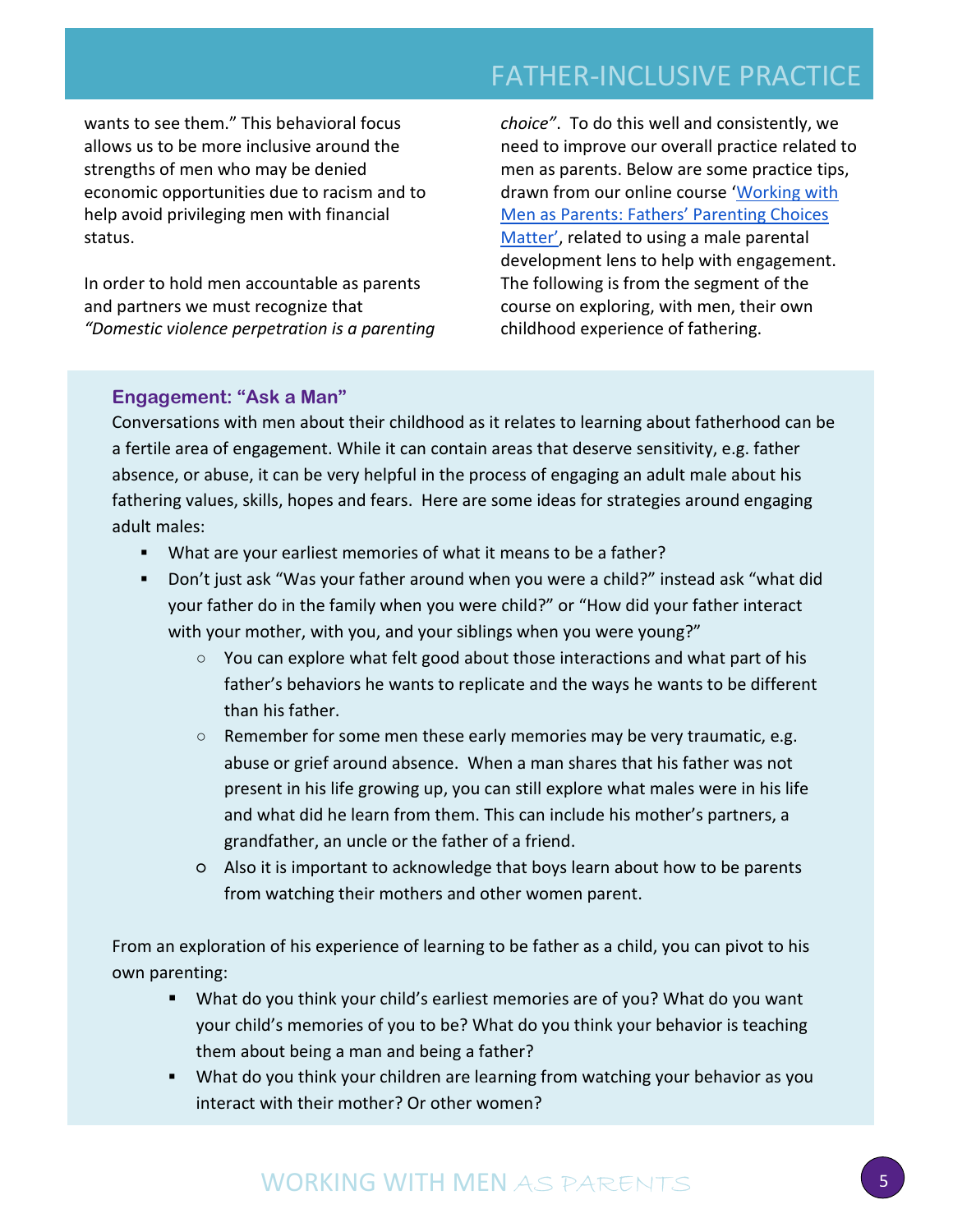wants to see them." This behavioral focus allows us to be more inclusive around the strengths of men who may be denied economic opportunities due to racism and to help avoid privileging men with financial status.

In order to hold men accountable as parents and partners we must recognize that *"Domestic violence perpetration is a parenting choice"*. To do this well and consistently, we need to improve our overall practice related to men as parents. Below are some practice tips, drawn from our online course '[Working with Men as Parents: Fathers' Parenting Choices Matter](#)', related to using a male parental development lens to help with engagement. The following is from the segment of the course on exploring, with men, their own childhood experience of fathering.

### Engagement: "Ask a Man"

Conversations with men about their childhood as it relates to learning about fatherhood can be a fertile area of engagement. While it can contain areas that deserve sensitivity, e.g. father absence, or abuse, it can be very helpful in the process of engaging an adult male about his fathering values, skills, hopes and fears. Here are some ideas for strategies around engaging adult males:

- What are your earliest memories of what it means to be a father?
- Don't just ask "Was your father around when you were a child?" instead ask "what did your father do in the family when you were child?" or "How did your father interact with your mother, with you, and your siblings when you were young?"
  - You can explore what felt good about those interactions and what part of his father's behaviors he wants to replicate and the ways he wants to be different than his father.
  - Remember for some men these early memories may be very traumatic, e.g. abuse or grief around absence. When a man shares that his father was not present in his life growing up, you can still explore what males were in his life and what did he learn from them. This can include his mother's partners, a grandfather, an uncle or the father of a friend.
  - Also it is important to acknowledge that boys learn about how to be parents from watching their mothers and other women parent.

From an exploration of his experience of learning to be father as a child, you can pivot to his own parenting:

- What do you think your child's earliest memories are of you? What do you want your child's memories of you to be? What do you think your behavior is teaching them about being a man and being a father?
- What do you think your children are learning from watching your behavior as you interact with their mother? Or other women?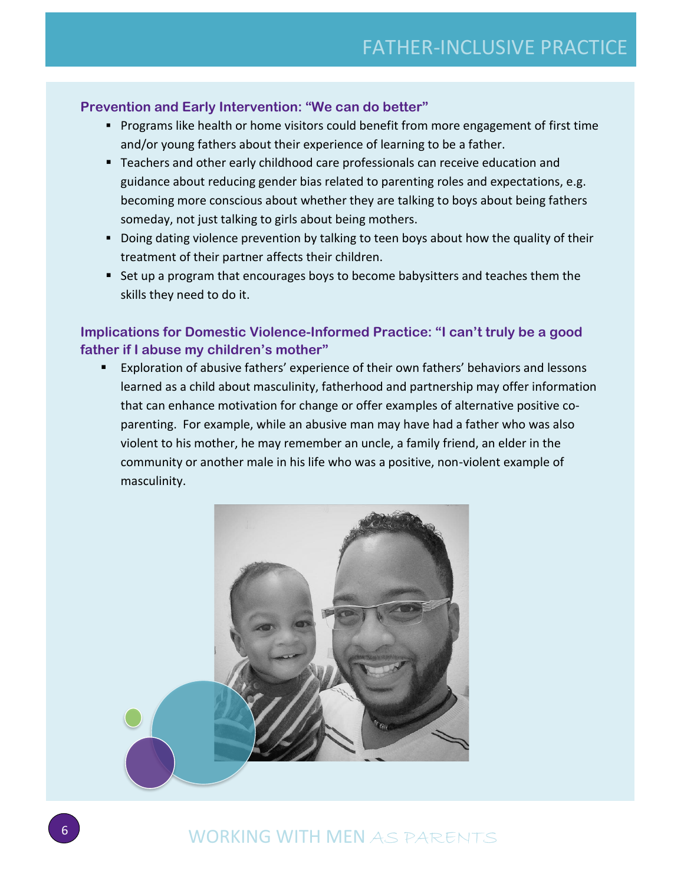## Prevention and Early Intervention: "We can do better"

- Programs like health or home visitors could benefit from more engagement of first time and/or young fathers about their experience of learning to be a father.
- Teachers and other early childhood care professionals can receive education and guidance about reducing gender bias related to parenting roles and expectations, e.g. becoming more conscious about whether they are talking to boys about being fathers someday, not just talking to girls about being mothers.
- Doing dating violence prevention by talking to teen boys about how the quality of their treatment of their partner affects their children.
- Set up a program that encourages boys to become babysitters and teaches them the skills they need to do it.

## Implications for Domestic Violence-Informed Practice: "I can't truly be a good father if I abuse my children's mother"

- Exploration of abusive fathers' experience of their own fathers' behaviors and lessons learned as a child about masculinity, fatherhood and partnership may offer information that can enhance motivation for change or offer examples of alternative positive co-parenting. For example, while an abusive man may have had a father who was also violent to his mother, he may remember an uncle, a family friend, an elder in the community or another male in his life who was a positive, non-violent example of masculinity.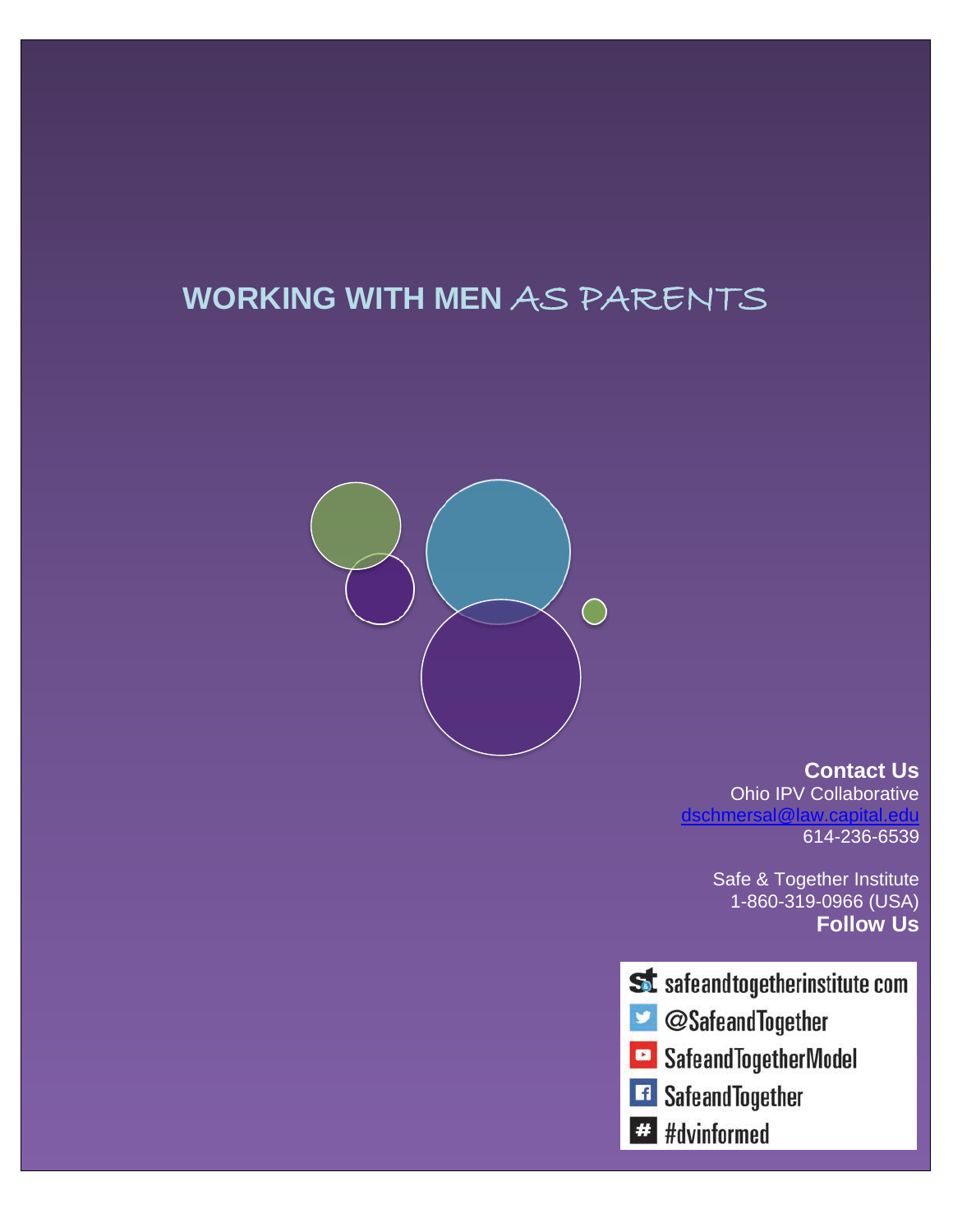# WORKING WITH MEN AS PARENTS

**Contact Us**

Ohio IPV Collaborative
dschmersal@law.capital.edu
614-236-6539

Safe & Together Institute
1-860-319-0966 (USA)

**Follow Us**

safeandtogetherinstitute com
@SafeandTogether
SafeandTogetherModel
SafeandTogether
#dvinformed